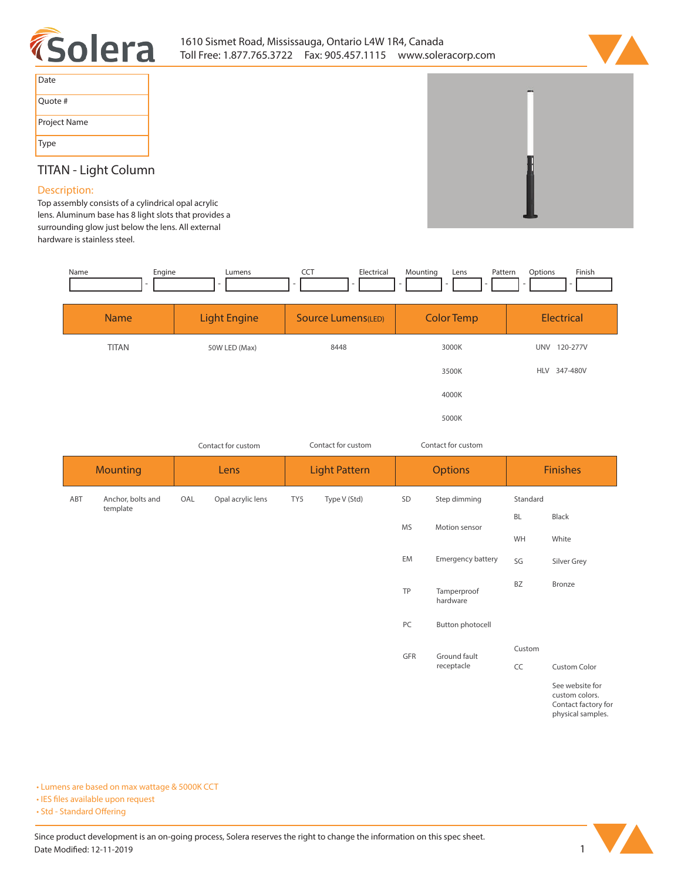1610 Sismet Road, Mississauga, Ontario L4W 1R4, Canada
Toll Free: 1.877.765.3722 Fax: 905.457.1115 www.soleracorp.com

| Date | |
|---|---|
| Quote # | |
| Project Name | |
| Type | |

## TITAN - Light Column

### Description:

Top assembly consists of a cylindrical opal acrylic lens. Aluminum base has 8 light slots that provides a surrounding glow just below the lens. All external hardware is stainless steel.

| Name | Engine | Lumens | CCT | Electrical | Mounting | Lens | Pattern | Options | Finish |
|---|---|---|---|---|---|---|---|---|---|
| | - | - | - | - | - | - | - | - | - |

| Name | Light Engine | Source Lumens(LED) | Color Temp | Electrical |
|---|---|---|---|---|
| TITAN | 50W LED (Max) | 8448 | 3000K | UNV 120-277V |
| | | | 3500K | HLV 347-480V |
| | | | 4000K | |
| | | | 5000K | |
| | Contact for custom | Contact for custom | Contact for custom | |

| Mounting | | Lens | | Light Pattern | | Options | | Finishes | |
|---|---|---|---|---|---|---|---|---|---|
| ABT | Anchor, bolts and template | OAL | Opal acrylic lens | TY5 | Type V (Std) | SD | Step dimming | Standard | |
| | | | | | | | | BL | Black |
| | | | | | | MS | Motion sensor | WH | White |
| | | | | | | EM | Emergency battery | SG | Silver Grey |
| | | | | | | TP | Tamperproof hardware | BZ | Bronze |
| | | | | | | PC | Button photocell | | |
| | | | | | | GFR | Ground fault receptacle | Custom | |
| | | | | | | | | CC | Custom Color |
| | | | | | | | | | See website for custom colors. Contact factory for physical samples. |

- Lumens are based on max wattage & 5000K CCT
- IES files available upon request
- Std - Standard Offering

Since product development is an on-going process, Solera reserves the right to change the information on this spec sheet.
Date Modified: 12-11-2019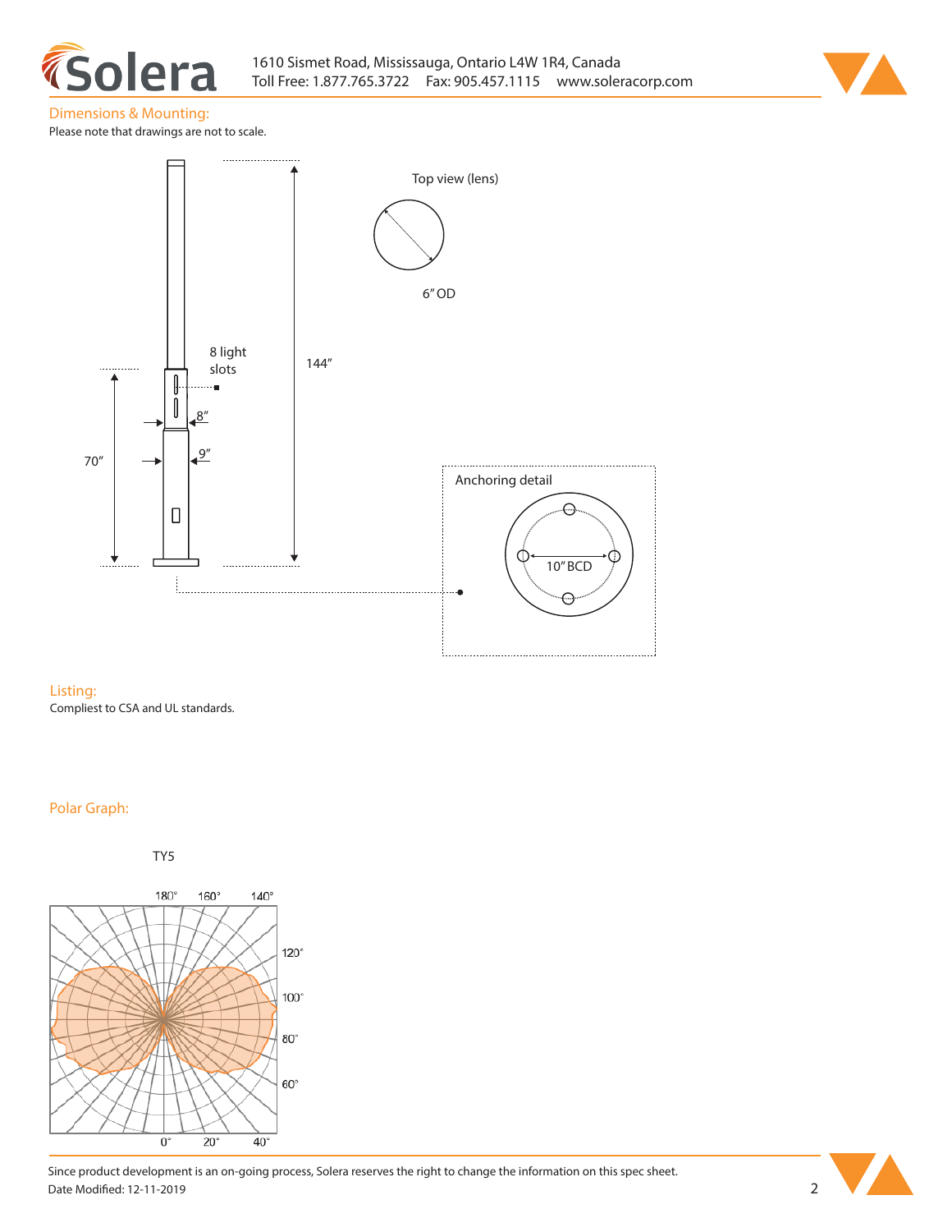## Dimensions & Mounting:

Please note that drawings are not to scale.

Top view (lens)

6" OD

8 light slots

144"

8"

9"

70"

Anchoring detail

10" BCD

## Listing:

Compliest to CSA and UL standards.

## Polar Graph:

TY5

180° 160° 140°

120°

100°

80°

60°

0° 20° 40°

Since product development is an on-going process, Solera reserves the right to change the information on this spec sheet.
Date Modified: 12-11-2019